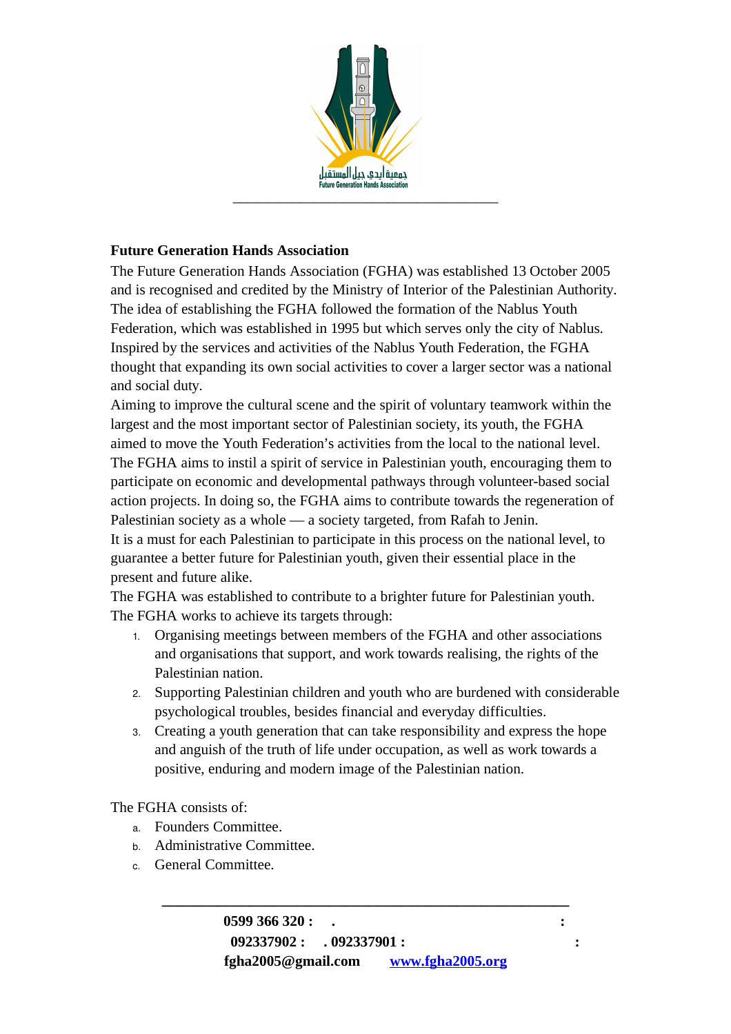جمعية أيدي جيل المستقبل
Future Generation Hands Association

**Future Generation Hands Association**

The Future Generation Hands Association (FGHA) was established 13 October 2005 and is recognised and credited by the Ministry of Interior of the Palestinian Authority. The idea of establishing the FGHA followed the formation of the Nablus Youth Federation, which was established in 1995 but which serves only the city of Nablus. Inspired by the services and activities of the Nablus Youth Federation, the FGHA thought that expanding its own social activities to cover a larger sector was a national and social duty.

Aiming to improve the cultural scene and the spirit of voluntary teamwork within the largest and the most important sector of Palestinian society, its youth, the FGHA aimed to move the Youth Federation's activities from the local to the national level. The FGHA aims to instil a spirit of service in Palestinian youth, encouraging them to participate on economic and developmental pathways through volunteer-based social action projects. In doing so, the FGHA aims to contribute towards the regeneration of Palestinian society as a whole — a society targeted, from Rafah to Jenin.

It is a must for each Palestinian to participate in this process on the national level, to guarantee a better future for Palestinian youth, given their essential place in the present and future alike.

The FGHA was established to contribute to a brighter future for Palestinian youth.

The FGHA works to achieve its targets through:

1. Organising meetings between members of the FGHA and other associations and organisations that support, and work towards realising, the rights of the Palestinian nation.
2. Supporting Palestinian children and youth who are burdened with considerable psychological troubles, besides financial and everyday difficulties.
3. Creating a youth generation that can take responsibility and express the hope and anguish of the truth of life under occupation, as well as work towards a positive, enduring and modern image of the Palestinian nation.

The FGHA consists of:

a. Founders Committee.
b. Administrative Committee.
c. General Committee.

---

**0599 366 320 : . :**
**092337902 : . 092337901 : :**
**fgha2005@gmail.com** **www.fgha2005.org**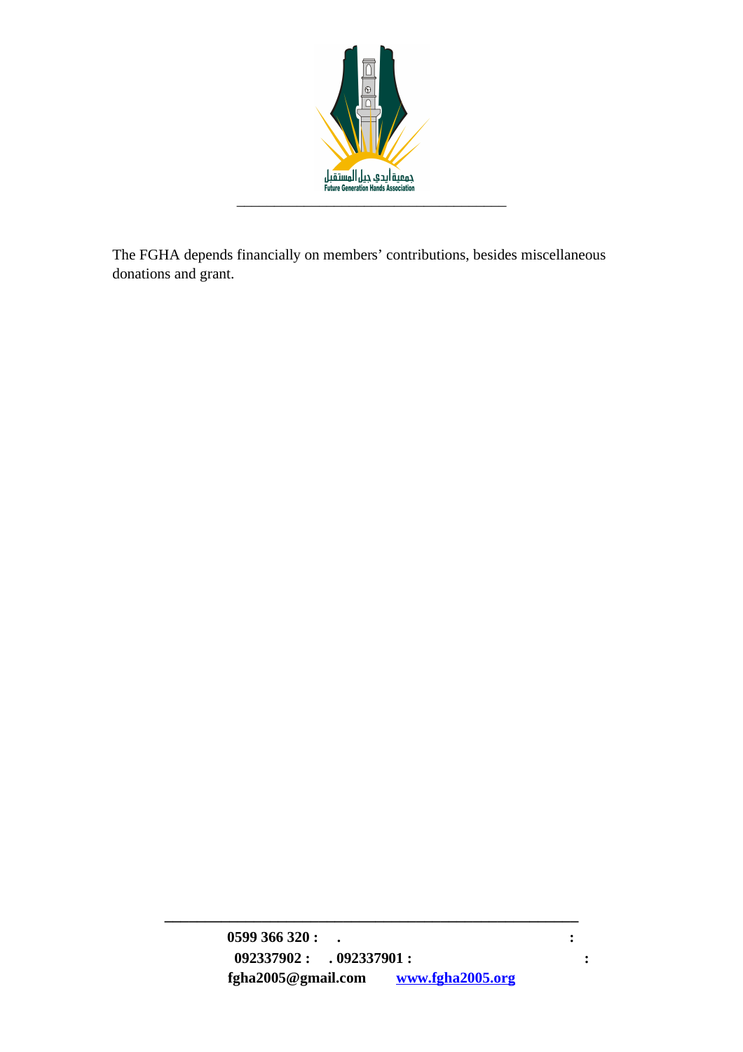The FGHA depends financially on members' contributions, besides miscellaneous donations and grant.